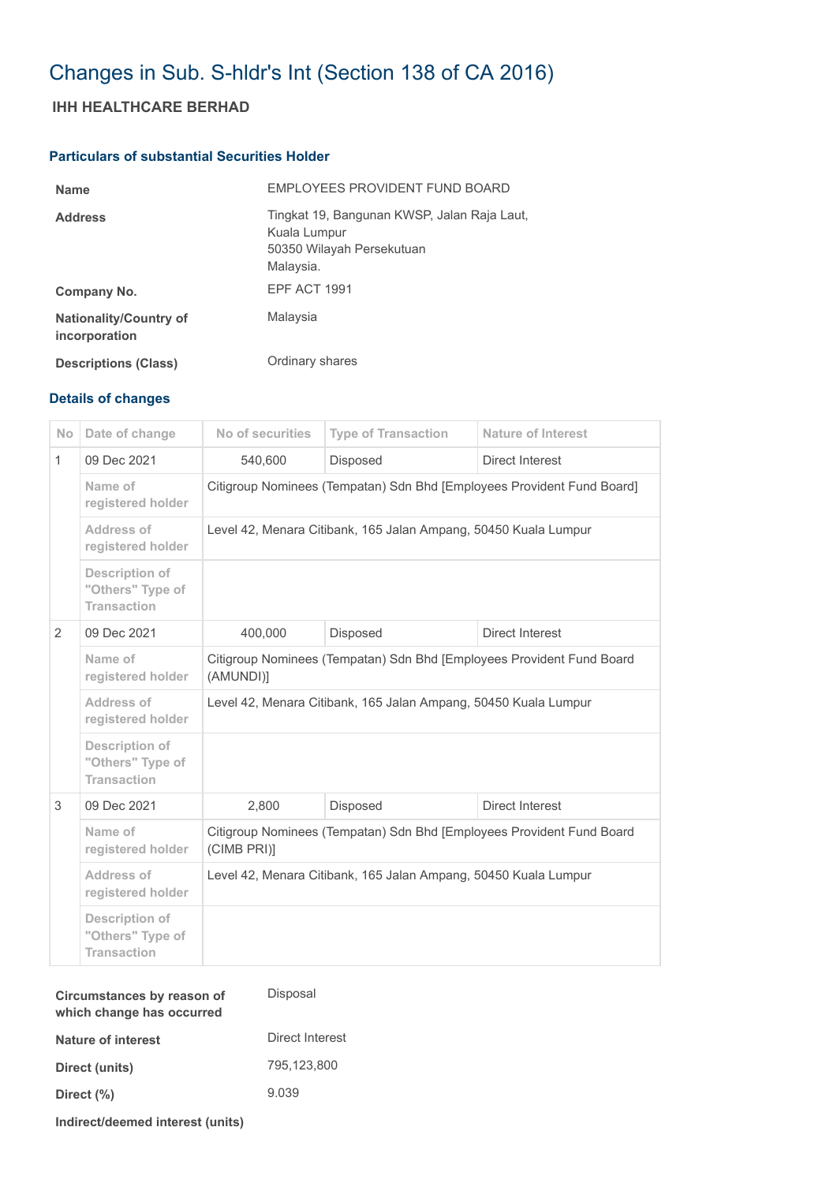# Changes in Sub. S-hldr's Int (Section 138 of CA 2016)

## IHH HEALTHCARE BERHAD

### Particulars of substantial Securities Holder

| | |
|---|---|
| **Name** | EMPLOYEES PROVIDENT FUND BOARD |
| **Address** | Tingkat 19, Bangunan KWSP, Jalan Raja Laut, Kuala Lumpur 50350 Wilayah Persekutuan Malaysia. |
| **Company No.** | EPF ACT 1991 |
| **Nationality/Country of incorporation** | Malaysia |
| **Descriptions (Class)** | Ordinary shares |

### Details of changes

| No | Date of change | No of securities | Type of Transaction | Nature of Interest |
|---|---|---|---|---|
| 1 | 09 Dec 2021 | 540,600 | Disposed | Direct Interest |
| | Name of registered holder | Citigroup Nominees (Tempatan) Sdn Bhd [Employees Provident Fund Board] | | |
| | Address of registered holder | Level 42, Menara Citibank, 165 Jalan Ampang, 50450 Kuala Lumpur | | |
| | Description of "Others" Type of Transaction | | | |
| 2 | 09 Dec 2021 | 400,000 | Disposed | Direct Interest |
| | Name of registered holder | Citigroup Nominees (Tempatan) Sdn Bhd [Employees Provident Fund Board (AMUNDI)] | | |
| | Address of registered holder | Level 42, Menara Citibank, 165 Jalan Ampang, 50450 Kuala Lumpur | | |
| | Description of "Others" Type of Transaction | | | |
| 3 | 09 Dec 2021 | 2,800 | Disposed | Direct Interest |
| | Name of registered holder | Citigroup Nominees (Tempatan) Sdn Bhd [Employees Provident Fund Board (CIMB PRI)] | | |
| | Address of registered holder | Level 42, Menara Citibank, 165 Jalan Ampang, 50450 Kuala Lumpur | | |
| | Description of "Others" Type of Transaction | | | |

| | |
|---|---|
| **Circumstances by reason of which change has occurred** | Disposal |
| **Nature of interest** | Direct Interest |
| **Direct (units)** | 795,123,800 |
| **Direct (%)** | 9.039 |
| **Indirect/deemed interest (units)** | |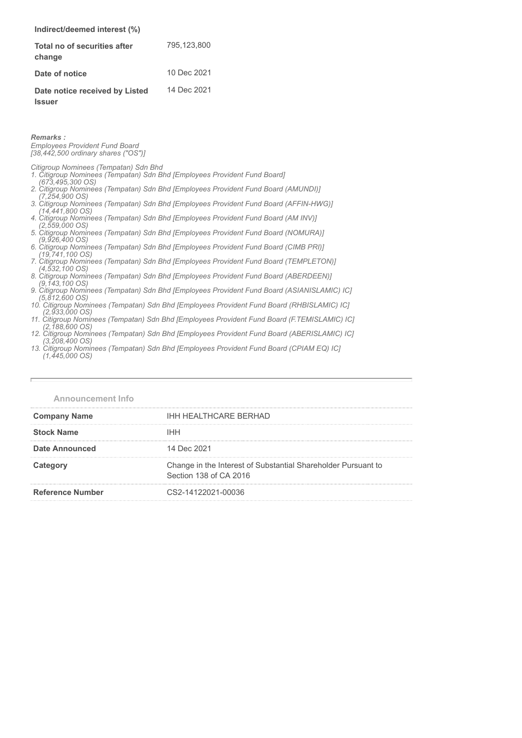| | |
|---|---|
| **Indirect/deemed interest (%)** | |
| **Total no of securities after change** | 795,123,800 |
| **Date of notice** | 10 Dec 2021 |
| **Date notice received by Listed Issuer** | 14 Dec 2021 |

***Remarks :***

*Employees Provident Fund Board*
*[38,442,500 ordinary shares ("OS")]*

*Citigroup Nominees (Tempatan) Sdn Bhd*

1. *Citigroup Nominees (Tempatan) Sdn Bhd [Employees Provident Fund Board] (673,495,300 OS)*
2. *Citigroup Nominees (Tempatan) Sdn Bhd [Employees Provident Fund Board (AMUNDI)] (7,254,900 OS)*
3. *Citigroup Nominees (Tempatan) Sdn Bhd [Employees Provident Fund Board (AFFIN-HWG)] (14,441,800 OS)*
4. *Citigroup Nominees (Tempatan) Sdn Bhd [Employees Provident Fund Board (AM INV)] (2,559,000 OS)*
5. *Citigroup Nominees (Tempatan) Sdn Bhd [Employees Provident Fund Board (NOMURA)] (9,926,400 OS)*
6. *Citigroup Nominees (Tempatan) Sdn Bhd [Employees Provident Fund Board (CIMB PRI)] (19,741,100 OS)*
7. *Citigroup Nominees (Tempatan) Sdn Bhd [Employees Provident Fund Board (TEMPLETON)] (4,532,100 OS)*
8. *Citigroup Nominees (Tempatan) Sdn Bhd [Employees Provident Fund Board (ABERDEEN)] (9,143,100 OS)*
9. *Citigroup Nominees (Tempatan) Sdn Bhd [Employees Provident Fund Board (ASIANISLAMIC) IC] (5,812,600 OS)*
10. *Citigroup Nominees (Tempatan) Sdn Bhd [Employees Provident Fund Board (RHBISLAMIC) IC] (2,933,000 OS)*
11. *Citigroup Nominees (Tempatan) Sdn Bhd [Employees Provident Fund Board (F.TEMISLAMIC) IC] (2,188,600 OS)*
12. *Citigroup Nominees (Tempatan) Sdn Bhd [Employees Provident Fund Board (ABERISLAMIC) IC] (3,208,400 OS)*
13. *Citigroup Nominees (Tempatan) Sdn Bhd [Employees Provident Fund Board (CPIAM EQ) IC] (1,445,000 OS)*

### Announcement Info

| | |
|---|---|
| **Company Name** | IHH HEALTHCARE BERHAD |
| **Stock Name** | IHH |
| **Date Announced** | 14 Dec 2021 |
| **Category** | Change in the Interest of Substantial Shareholder Pursuant to Section 138 of CA 2016 |
| **Reference Number** | CS2-14122021-00036 |